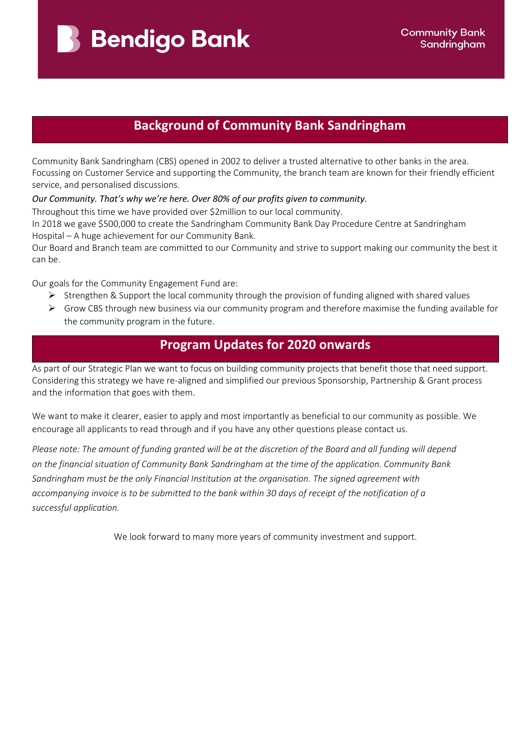Bendigo Bank

Community Bank Sandringham

## Background of Community Bank Sandringham

Community Bank Sandringham (CBS) opened in 2002 to deliver a trusted alternative to other banks in the area. Focussing on Customer Service and supporting the Community, the branch team are known for their friendly efficient service, and personalised discussions.

*Our Community. That's why we're here. Over 80% of our profits given to community.*

Throughout this time we have provided over $2million to our local community.

In 2018 we gave $500,000 to create the Sandringham Community Bank Day Procedure Centre at Sandringham Hospital – A huge achievement for our Community Bank.

Our Board and Branch team are committed to our Community and strive to support making our community the best it can be.

Our goals for the Community Engagement Fund are:

- Strengthen & Support the local community through the provision of funding aligned with shared values
- Grow CBS through new business via our community program and therefore maximise the funding available for the community program in the future.

## Program Updates for 2020 onwards

As part of our Strategic Plan we want to focus on building community projects that benefit those that need support. Considering this strategy we have re-aligned and simplified our previous Sponsorship, Partnership & Grant process and the information that goes with them.

We want to make it clearer, easier to apply and most importantly as beneficial to our community as possible. We encourage all applicants to read through and if you have any other questions please contact us.

*Please note: The amount of funding granted will be at the discretion of the Board and all funding will depend on the financial situation of Community Bank Sandringham at the time of the application. Community Bank Sandringham must be the only Financial Institution at the organisation. The signed agreement with accompanying invoice is to be submitted to the bank within 30 days of receipt of the notification of a successful application.*

We look forward to many more years of community investment and support.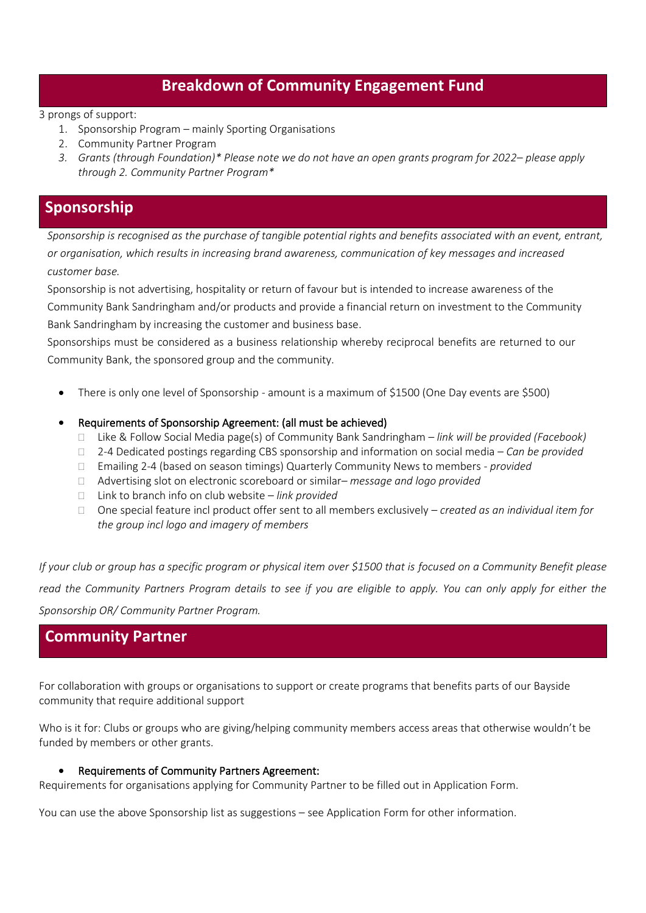## Breakdown of Community Engagement Fund

3 prongs of support:

1. Sponsorship Program – mainly Sporting Organisations
2. Community Partner Program
3. *Grants (through Foundation)\* Please note we do not have an open grants program for 2022– please apply through 2. Community Partner Program\**

## Sponsorship

*Sponsorship is recognised as the purchase of tangible potential rights and benefits associated with an event, entrant, or organisation, which results in increasing brand awareness, communication of key messages and increased customer base.*

Sponsorship is not advertising, hospitality or return of favour but is intended to increase awareness of the Community Bank Sandringham and/or products and provide a financial return on investment to the Community Bank Sandringham by increasing the customer and business base.

Sponsorships must be considered as a business relationship whereby reciprocal benefits are returned to our Community Bank, the sponsored group and the community.

- There is only one level of Sponsorship - amount is a maximum of $1500 (One Day events are $500)

- Requirements of Sponsorship Agreement: (all must be achieved)
    - Like & Follow Social Media page(s) of Community Bank Sandringham – *link will be provided (Facebook)*
    - 2-4 Dedicated postings regarding CBS sponsorship and information on social media – *Can be provided*
    - Emailing 2-4 (based on season timings) Quarterly Community News to members - *provided*
    - Advertising slot on electronic scoreboard or similar– *message and logo provided*
    - Link to branch info on club website – *link provided*
    - One special feature incl product offer sent to all members exclusively – *created as an individual item for the group incl logo and imagery of members*

*If your club or group has a specific program or physical item over $1500 that is focused on a Community Benefit please read the Community Partners Program details to see if you are eligible to apply. You can only apply for either the Sponsorship OR/ Community Partner Program.*

## Community Partner

For collaboration with groups or organisations to support or create programs that benefits parts of our Bayside community that require additional support

Who is it for: Clubs or groups who are giving/helping community members access areas that otherwise wouldn't be funded by members or other grants.

- Requirements of Community Partners Agreement:

Requirements for organisations applying for Community Partner to be filled out in Application Form.

You can use the above Sponsorship list as suggestions – see Application Form for other information.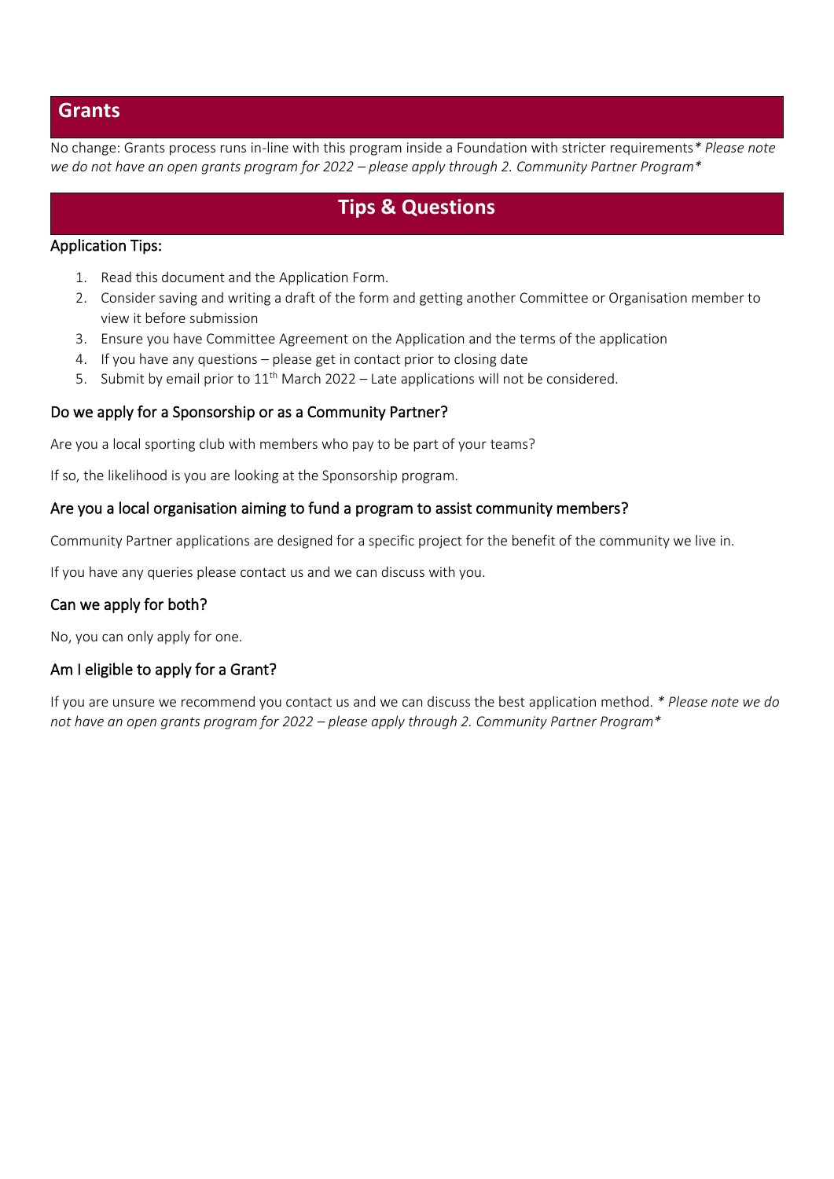## Grants

No change: Grants process runs in-line with this program inside a Foundation with stricter requirements* *Please note we do not have an open grants program for 2022 – please apply through 2. Community Partner Program**

## Tips & Questions

### Application Tips:

1. Read this document and the Application Form.
2. Consider saving and writing a draft of the form and getting another Committee or Organisation member to view it before submission
3. Ensure you have Committee Agreement on the Application and the terms of the application
4. If you have any questions – please get in contact prior to closing date
5. Submit by email prior to 11th March 2022 – Late applications will not be considered.

### Do we apply for a Sponsorship or as a Community Partner?

Are you a local sporting club with members who pay to be part of your teams?

If so, the likelihood is you are looking at the Sponsorship program.

### Are you a local organisation aiming to fund a program to assist community members?

Community Partner applications are designed for a specific project for the benefit of the community we live in.

If you have any queries please contact us and we can discuss with you.

### Can we apply for both?

No, you can only apply for one.

### Am I eligible to apply for a Grant?

If you are unsure we recommend you contact us and we can discuss the best application method. *\* Please note we do not have an open grants program for 2022 – please apply through 2. Community Partner Program\**